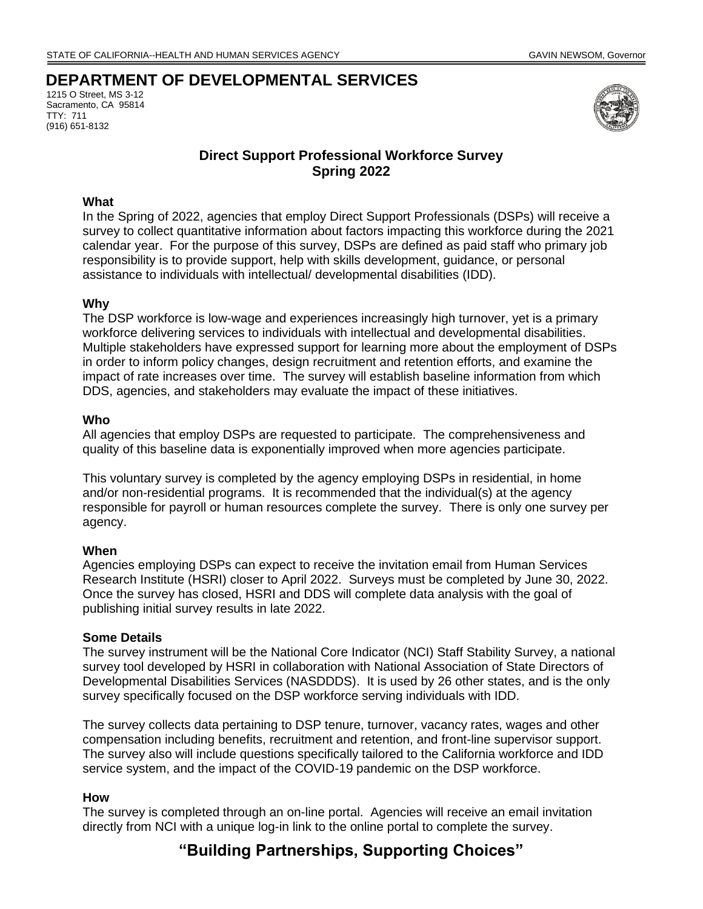STATE OF CALIFORNIA--HEALTH AND HUMAN SERVICES AGENCY GAVIN NEWSOM, Governor

# DEPARTMENT OF DEVELOPMENTAL SERVICES

1215 O Street, MS 3-12
Sacramento, CA 95814
TTY: 711
(916) 651-8132

## Direct Support Professional Workforce Survey
## Spring 2022

**What**

In the Spring of 2022, agencies that employ Direct Support Professionals (DSPs) will receive a survey to collect quantitative information about factors impacting this workforce during the 2021 calendar year. For the purpose of this survey, DSPs are defined as paid staff who primary job responsibility is to provide support, help with skills development, guidance, or personal assistance to individuals with intellectual/ developmental disabilities (IDD).

**Why**

The DSP workforce is low-wage and experiences increasingly high turnover, yet is a primary workforce delivering services to individuals with intellectual and developmental disabilities. Multiple stakeholders have expressed support for learning more about the employment of DSPs in order to inform policy changes, design recruitment and retention efforts, and examine the impact of rate increases over time. The survey will establish baseline information from which DDS, agencies, and stakeholders may evaluate the impact of these initiatives.

**Who**

All agencies that employ DSPs are requested to participate. The comprehensiveness and quality of this baseline data is exponentially improved when more agencies participate.

This voluntary survey is completed by the agency employing DSPs in residential, in home and/or non-residential programs. It is recommended that the individual(s) at the agency responsible for payroll or human resources complete the survey. There is only one survey per agency.

**When**

Agencies employing DSPs can expect to receive the invitation email from Human Services Research Institute (HSRI) closer to April 2022. Surveys must be completed by June 30, 2022. Once the survey has closed, HSRI and DDS will complete data analysis with the goal of publishing initial survey results in late 2022.

**Some Details**

The survey instrument will be the National Core Indicator (NCI) Staff Stability Survey, a national survey tool developed by HSRI in collaboration with National Association of State Directors of Developmental Disabilities Services (NASDDDS). It is used by 26 other states, and is the only survey specifically focused on the DSP workforce serving individuals with IDD.

The survey collects data pertaining to DSP tenure, turnover, vacancy rates, wages and other compensation including benefits, recruitment and retention, and front-line supervisor support. The survey also will include questions specifically tailored to the California workforce and IDD service system, and the impact of the COVID-19 pandemic on the DSP workforce.

**How**

The survey is completed through an on-line portal. Agencies will receive an email invitation directly from NCI with a unique log-in link to the online portal to complete the survey.

**"Building Partnerships, Supporting Choices"**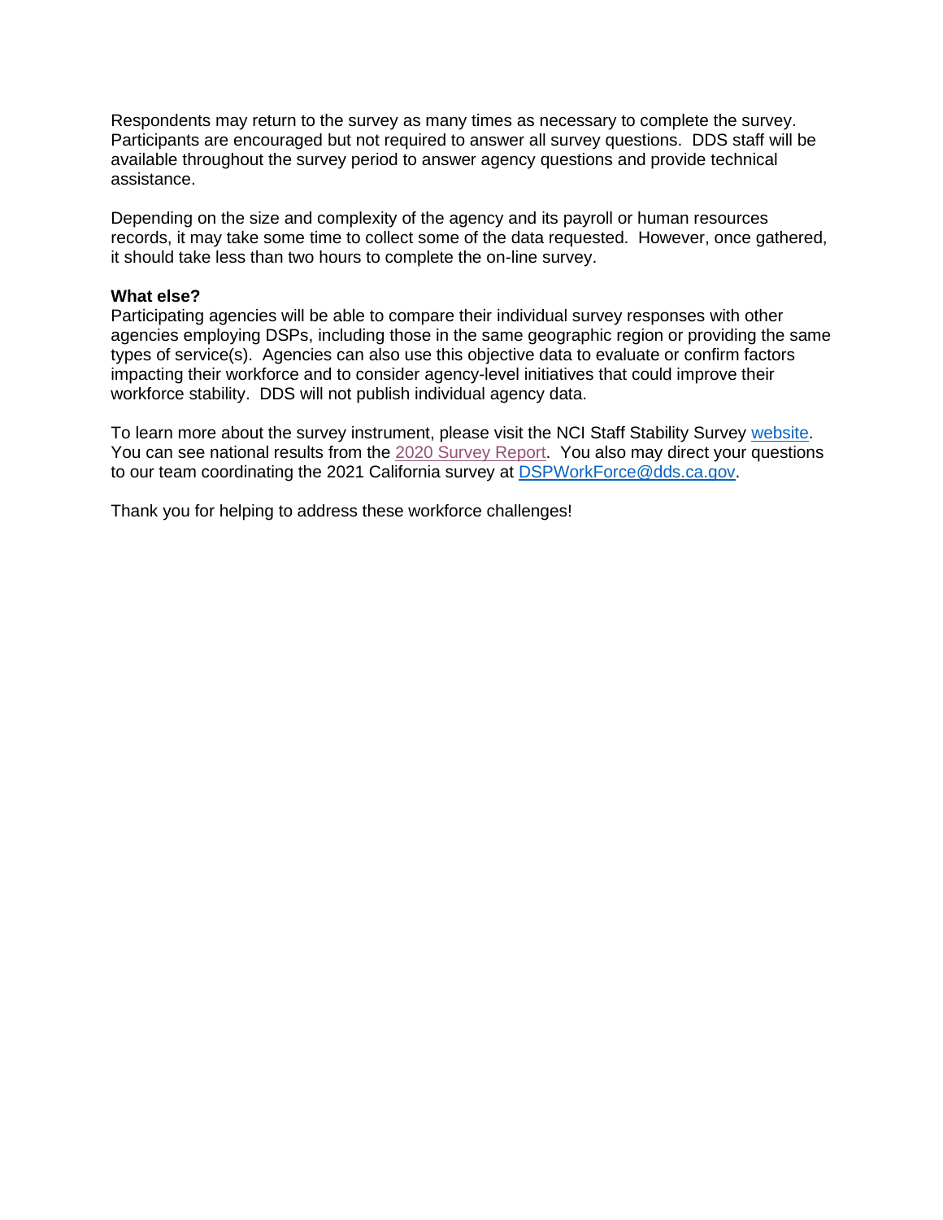Respondents may return to the survey as many times as necessary to complete the survey. Participants are encouraged but not required to answer all survey questions. DDS staff will be available throughout the survey period to answer agency questions and provide technical assistance.

Depending on the size and complexity of the agency and its payroll or human resources records, it may take some time to collect some of the data requested. However, once gathered, it should take less than two hours to complete the on-line survey.

**What else?**
Participating agencies will be able to compare their individual survey responses with other agencies employing DSPs, including those in the same geographic region or providing the same types of service(s). Agencies can also use this objective data to evaluate or confirm factors impacting their workforce and to consider agency-level initiatives that could improve their workforce stability. DDS will not publish individual agency data.

To learn more about the survey instrument, please visit the NCI Staff Stability Survey website. You can see national results from the 2020 Survey Report. You also may direct your questions to our team coordinating the 2021 California survey at DSPWorkForce@dds.ca.gov.

Thank you for helping to address these workforce challenges!